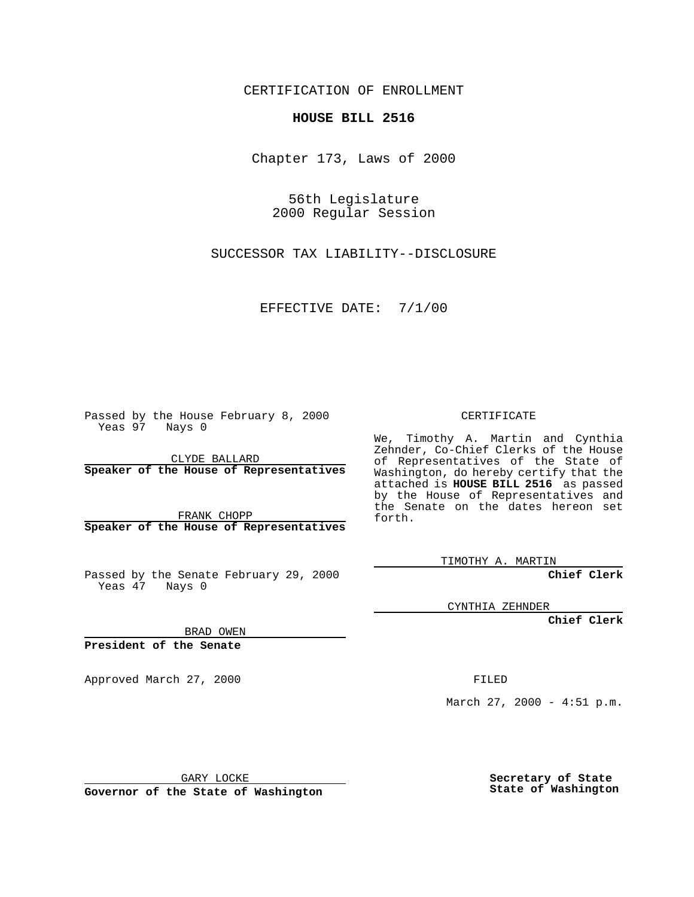CERTIFICATION OF ENROLLMENT

**HOUSE BILL 2516**

Chapter 173, Laws of 2000

56th Legislature
2000 Regular Session

SUCCESSOR TAX LIABILITY--DISCLOSURE

EFFECTIVE DATE: 7/1/00

Passed by the House February 8, 2000
Yeas 97 Nays 0

CLYDE BALLARD
**Speaker of the House of Representatives**

FRANK CHOPP
**Speaker of the House of Representatives**

Passed by the Senate February 29, 2000
Yeas 47 Nays 0

BRAD OWEN
**President of the Senate**

Approved March 27, 2000

GARY LOCKE
**Governor of the State of Washington**

CERTIFICATE

We, Timothy A. Martin and Cynthia Zehnder, Co-Chief Clerks of the House of Representatives of the State of Washington, do hereby certify that the attached is **HOUSE BILL 2516** as passed by the House of Representatives and the Senate on the dates hereon set forth.

TIMOTHY A. MARTIN
**Chief Clerk**

CYNTHIA ZEHNDER
**Chief Clerk**

FILED

March 27, 2000 - 4:51 p.m.

**Secretary of State**
**State of Washington**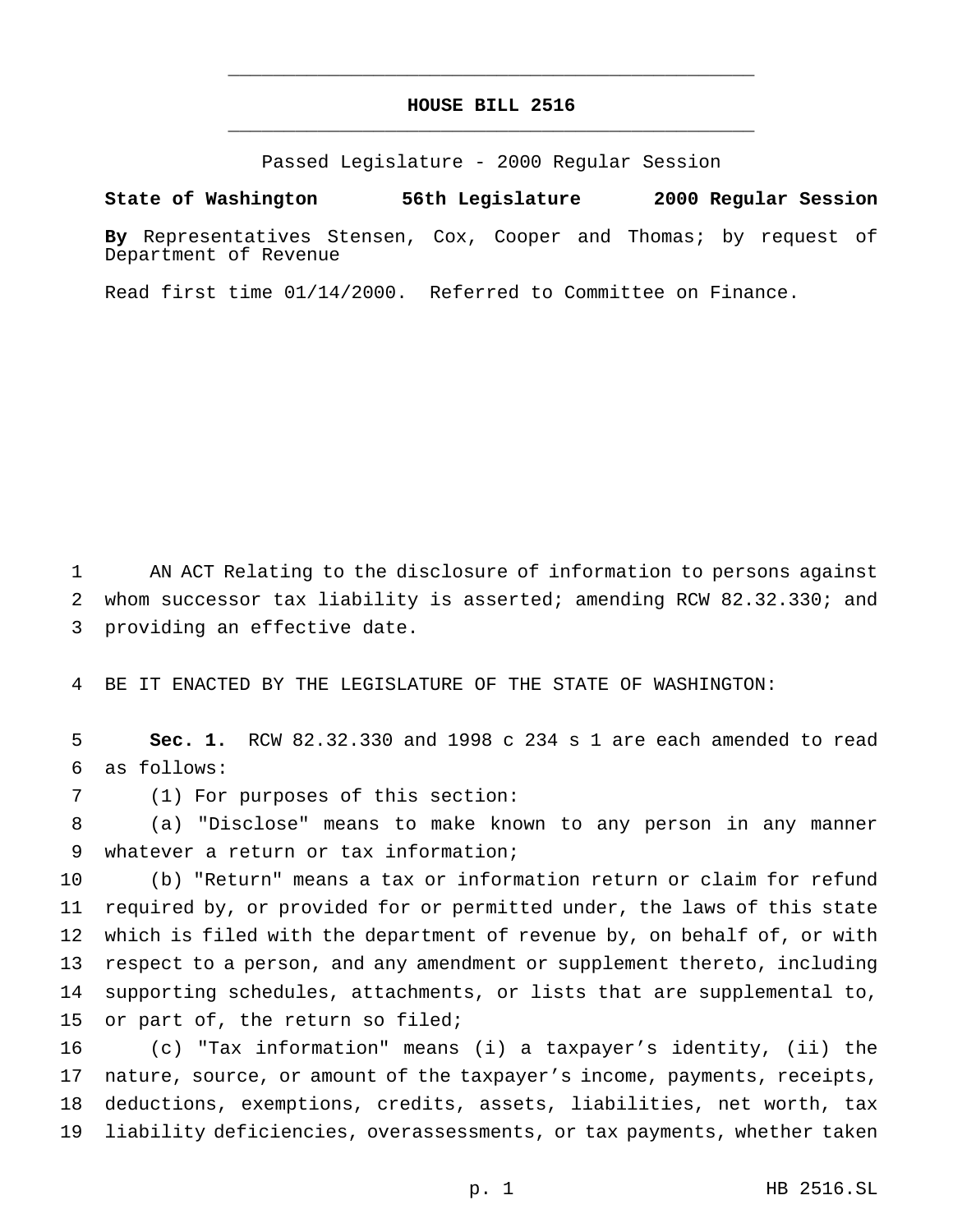# HOUSE BILL 2516

Passed Legislature - 2000 Regular Session

**State of Washington 56th Legislature 2000 Regular Session**

**By** Representatives Stensen, Cox, Cooper and Thomas; by request of Department of Revenue

Read first time 01/14/2000. Referred to Committee on Finance.

AN ACT Relating to the disclosure of information to persons against whom successor tax liability is asserted; amending RCW 82.32.330; and providing an effective date.

BE IT ENACTED BY THE LEGISLATURE OF THE STATE OF WASHINGTON:

**Sec. 1.** RCW 82.32.330 and 1998 c 234 s 1 are each amended to read as follows:

(1) For purposes of this section:

(a) "Disclose" means to make known to any person in any manner whatever a return or tax information;

(b) "Return" means a tax or information return or claim for refund required by, or provided for or permitted under, the laws of this state which is filed with the department of revenue by, on behalf of, or with respect to a person, and any amendment or supplement thereto, including supporting schedules, attachments, or lists that are supplemental to, or part of, the return so filed;

(c) "Tax information" means (i) a taxpayer's identity, (ii) the nature, source, or amount of the taxpayer's income, payments, receipts, deductions, exemptions, credits, assets, liabilities, net worth, tax liability deficiencies, overassessments, or tax payments, whether taken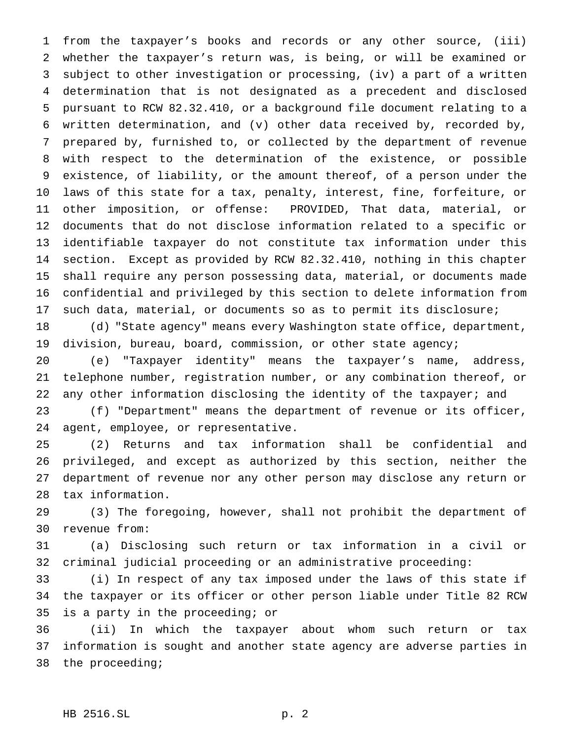from the taxpayer's books and records or any other source, (iii) whether the taxpayer's return was, is being, or will be examined or subject to other investigation or processing, (iv) a part of a written determination that is not designated as a precedent and disclosed pursuant to RCW 82.32.410, or a background file document relating to a written determination, and (v) other data received by, recorded by, prepared by, furnished to, or collected by the department of revenue with respect to the determination of the existence, or possible existence, of liability, or the amount thereof, of a person under the laws of this state for a tax, penalty, interest, fine, forfeiture, or other imposition, or offense: PROVIDED, That data, material, or documents that do not disclose information related to a specific or identifiable taxpayer do not constitute tax information under this section. Except as provided by RCW 82.32.410, nothing in this chapter shall require any person possessing data, material, or documents made confidential and privileged by this section to delete information from such data, material, or documents so as to permit its disclosure;

(d) "State agency" means every Washington state office, department, division, bureau, board, commission, or other state agency;

(e) "Taxpayer identity" means the taxpayer's name, address, telephone number, registration number, or any combination thereof, or any other information disclosing the identity of the taxpayer; and

(f) "Department" means the department of revenue or its officer, agent, employee, or representative.

(2) Returns and tax information shall be confidential and privileged, and except as authorized by this section, neither the department of revenue nor any other person may disclose any return or tax information.

(3) The foregoing, however, shall not prohibit the department of revenue from:

(a) Disclosing such return or tax information in a civil or criminal judicial proceeding or an administrative proceeding:

(i) In respect of any tax imposed under the laws of this state if the taxpayer or its officer or other person liable under Title 82 RCW is a party in the proceeding; or

(ii) In which the taxpayer about whom such return or tax information is sought and another state agency are adverse parties in the proceeding;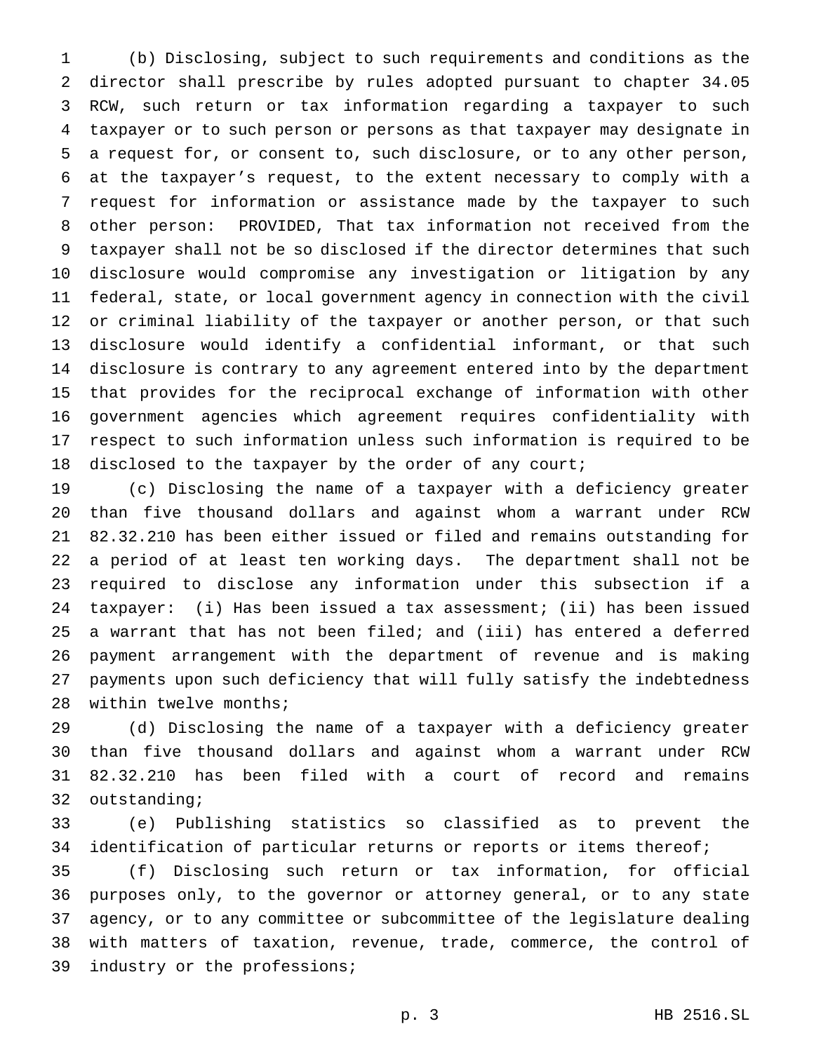(b) Disclosing, subject to such requirements and conditions as the director shall prescribe by rules adopted pursuant to chapter 34.05 RCW, such return or tax information regarding a taxpayer to such taxpayer or to such person or persons as that taxpayer may designate in a request for, or consent to, such disclosure, or to any other person, at the taxpayer's request, to the extent necessary to comply with a request for information or assistance made by the taxpayer to such other person: PROVIDED, That tax information not received from the taxpayer shall not be so disclosed if the director determines that such disclosure would compromise any investigation or litigation by any federal, state, or local government agency in connection with the civil or criminal liability of the taxpayer or another person, or that such disclosure would identify a confidential informant, or that such disclosure is contrary to any agreement entered into by the department that provides for the reciprocal exchange of information with other government agencies which agreement requires confidentiality with respect to such information unless such information is required to be disclosed to the taxpayer by the order of any court;

(c) Disclosing the name of a taxpayer with a deficiency greater than five thousand dollars and against whom a warrant under RCW 82.32.210 has been either issued or filed and remains outstanding for a period of at least ten working days. The department shall not be required to disclose any information under this subsection if a taxpayer: (i) Has been issued a tax assessment; (ii) has been issued a warrant that has not been filed; and (iii) has entered a deferred payment arrangement with the department of revenue and is making payments upon such deficiency that will fully satisfy the indebtedness within twelve months;

(d) Disclosing the name of a taxpayer with a deficiency greater than five thousand dollars and against whom a warrant under RCW 82.32.210 has been filed with a court of record and remains outstanding;

(e) Publishing statistics so classified as to prevent the identification of particular returns or reports or items thereof;

(f) Disclosing such return or tax information, for official purposes only, to the governor or attorney general, or to any state agency, or to any committee or subcommittee of the legislature dealing with matters of taxation, revenue, trade, commerce, the control of industry or the professions;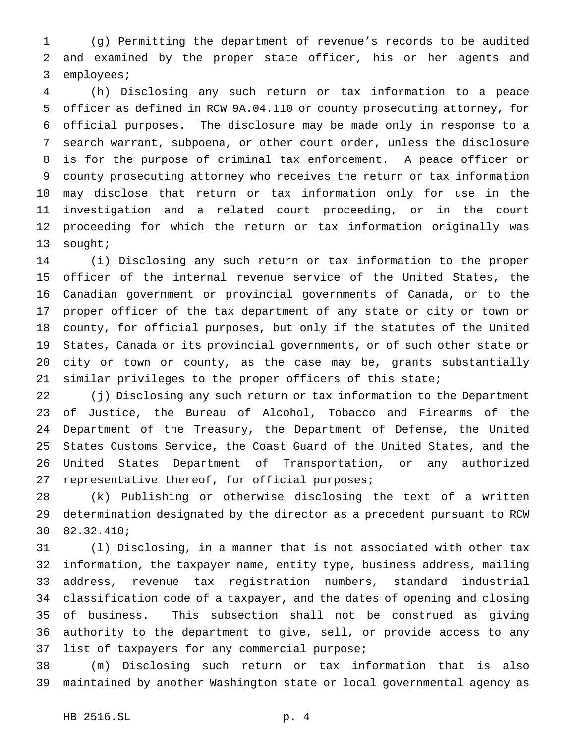(g) Permitting the department of revenue's records to be audited and examined by the proper state officer, his or her agents and employees;

(h) Disclosing any such return or tax information to a peace officer as defined in RCW 9A.04.110 or county prosecuting attorney, for official purposes. The disclosure may be made only in response to a search warrant, subpoena, or other court order, unless the disclosure is for the purpose of criminal tax enforcement. A peace officer or county prosecuting attorney who receives the return or tax information may disclose that return or tax information only for use in the investigation and a related court proceeding, or in the court proceeding for which the return or tax information originally was sought;

(i) Disclosing any such return or tax information to the proper officer of the internal revenue service of the United States, the Canadian government or provincial governments of Canada, or to the proper officer of the tax department of any state or city or town or county, for official purposes, but only if the statutes of the United States, Canada or its provincial governments, or of such other state or city or town or county, as the case may be, grants substantially similar privileges to the proper officers of this state;

(j) Disclosing any such return or tax information to the Department of Justice, the Bureau of Alcohol, Tobacco and Firearms of the Department of the Treasury, the Department of Defense, the United States Customs Service, the Coast Guard of the United States, and the United States Department of Transportation, or any authorized representative thereof, for official purposes;

(k) Publishing or otherwise disclosing the text of a written determination designated by the director as a precedent pursuant to RCW 82.32.410;

(l) Disclosing, in a manner that is not associated with other tax information, the taxpayer name, entity type, business address, mailing address, revenue tax registration numbers, standard industrial classification code of a taxpayer, and the dates of opening and closing of business. This subsection shall not be construed as giving authority to the department to give, sell, or provide access to any list of taxpayers for any commercial purpose;

(m) Disclosing such return or tax information that is also maintained by another Washington state or local governmental agency as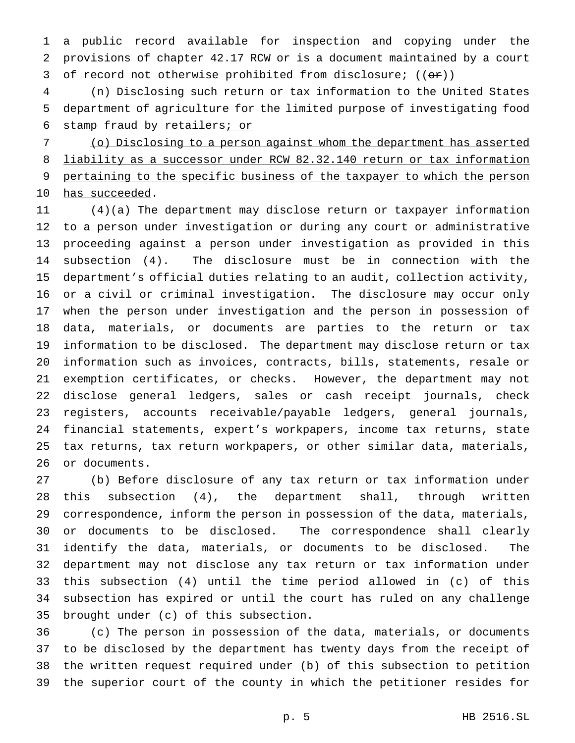a public record available for inspection and copying under the provisions of chapter 42.17 RCW or is a document maintained by a court of record not otherwise prohibited from disclosure; ((~~or~~))

(n) Disclosing such return or tax information to the United States department of agriculture for the limited purpose of investigating food stamp fraud by retailers<u>; or</u>

<u>(o) Disclosing to a person against whom the department has asserted liability as a successor under RCW 82.32.140 return or tax information pertaining to the specific business of the taxpayer to which the person has succeeded</u>.

(4)(a) The department may disclose return or taxpayer information to a person under investigation or during any court or administrative proceeding against a person under investigation as provided in this subsection (4). The disclosure must be in connection with the department's official duties relating to an audit, collection activity, or a civil or criminal investigation. The disclosure may occur only when the person under investigation and the person in possession of data, materials, or documents are parties to the return or tax information to be disclosed. The department may disclose return or tax information such as invoices, contracts, bills, statements, resale or exemption certificates, or checks. However, the department may not disclose general ledgers, sales or cash receipt journals, check registers, accounts receivable/payable ledgers, general journals, financial statements, expert's workpapers, income tax returns, state tax returns, tax return workpapers, or other similar data, materials, or documents.

(b) Before disclosure of any tax return or tax information under this subsection (4), the department shall, through written correspondence, inform the person in possession of the data, materials, or documents to be disclosed. The correspondence shall clearly identify the data, materials, or documents to be disclosed. The department may not disclose any tax return or tax information under this subsection (4) until the time period allowed in (c) of this subsection has expired or until the court has ruled on any challenge brought under (c) of this subsection.

(c) The person in possession of the data, materials, or documents to be disclosed by the department has twenty days from the receipt of the written request required under (b) of this subsection to petition the superior court of the county in which the petitioner resides for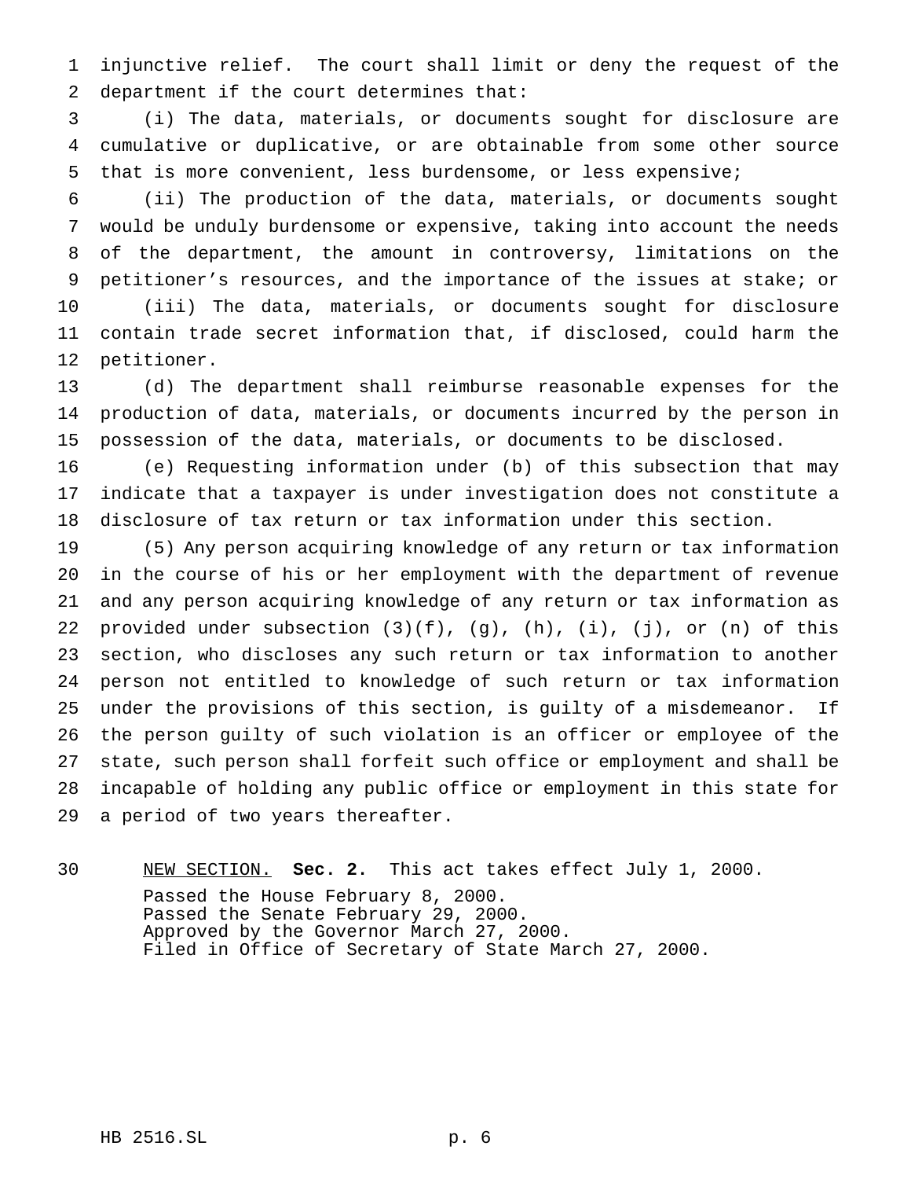injunctive relief. The court shall limit or deny the request of the department if the court determines that:

(i) The data, materials, or documents sought for disclosure are cumulative or duplicative, or are obtainable from some other source that is more convenient, less burdensome, or less expensive;

(ii) The production of the data, materials, or documents sought would be unduly burdensome or expensive, taking into account the needs of the department, the amount in controversy, limitations on the petitioner's resources, and the importance of the issues at stake; or

(iii) The data, materials, or documents sought for disclosure contain trade secret information that, if disclosed, could harm the petitioner.

(d) The department shall reimburse reasonable expenses for the production of data, materials, or documents incurred by the person in possession of the data, materials, or documents to be disclosed.

(e) Requesting information under (b) of this subsection that may indicate that a taxpayer is under investigation does not constitute a disclosure of tax return or tax information under this section.

(5) Any person acquiring knowledge of any return or tax information in the course of his or her employment with the department of revenue and any person acquiring knowledge of any return or tax information as provided under subsection (3)(f), (g), (h), (i), (j), or (n) of this section, who discloses any such return or tax information to another person not entitled to knowledge of such return or tax information under the provisions of this section, is guilty of a misdemeanor. If the person guilty of such violation is an officer or employee of the state, such person shall forfeit such office or employment and shall be incapable of holding any public office or employment in this state for a period of two years thereafter.

NEW SECTION. **Sec. 2.** This act takes effect July 1, 2000.

Passed the House February 8, 2000.
Passed the Senate February 29, 2000.
Approved by the Governor March 27, 2000.
Filed in Office of Secretary of State March 27, 2000.